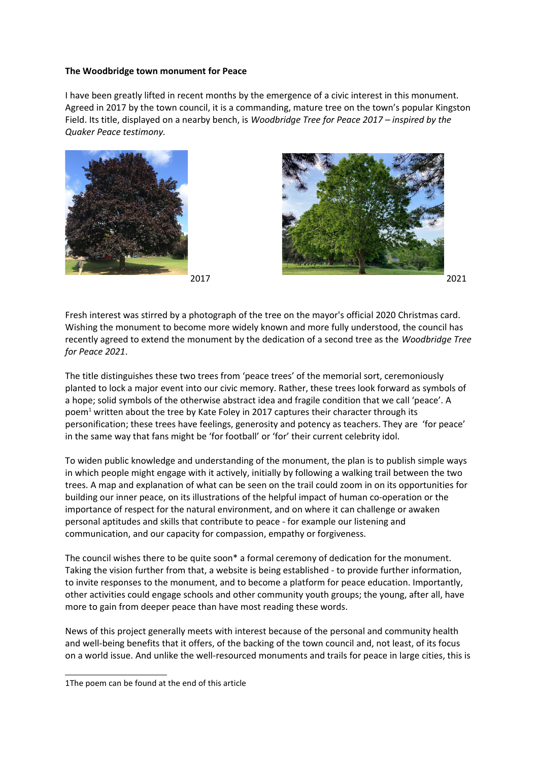**The Woodbridge town monument for Peace**

I have been greatly lifted in recent months by the emergence of a civic interest in this monument. Agreed in 2017 by the town council, it is a commanding, mature tree on the town's popular Kingston Field. Its title, displayed on a nearby bench, is *Woodbridge Tree for Peace 2017 – inspired by the Quaker Peace testimony.*

2017

2021

Fresh interest was stirred by a photograph of the tree on the mayor's official 2020 Christmas card. Wishing the monument to become more widely known and more fully understood, the council has recently agreed to extend the monument by the dedication of a second tree as the *Woodbridge Tree for Peace 2021*.

The title distinguishes these two trees from 'peace trees' of the memorial sort, ceremoniously planted to lock a major event into our civic memory. Rather, these trees look forward as symbols of a hope; solid symbols of the otherwise abstract idea and fragile condition that we call 'peace'. A poem[1] written about the tree by Kate Foley in 2017 captures their character through its personification; these trees have feelings, generosity and potency as teachers. They are 'for peace' in the same way that fans might be 'for football' or 'for' their current celebrity idol.

To widen public knowledge and understanding of the monument, the plan is to publish simple ways in which people might engage with it actively, initially by following a walking trail between the two trees. A map and explanation of what can be seen on the trail could zoom in on its opportunities for building our inner peace, on its illustrations of the helpful impact of human co-operation or the importance of respect for the natural environment, and on where it can challenge or awaken personal aptitudes and skills that contribute to peace - for example our listening and communication, and our capacity for compassion, empathy or forgiveness.

The council wishes there to be quite soon* a formal ceremony of dedication for the monument. Taking the vision further from that, a website is being established - to provide further information, to invite responses to the monument, and to become a platform for peace education. Importantly, other activities could engage schools and other community youth groups; the young, after all, have more to gain from deeper peace than have most reading these words.

News of this project generally meets with interest because of the personal and community health and well-being benefits that it offers, of the backing of the town council and, not least, of its focus on a world issue. And unlike the well-resourced monuments and trails for peace in large cities, this is

---

1The poem can be found at the end of this article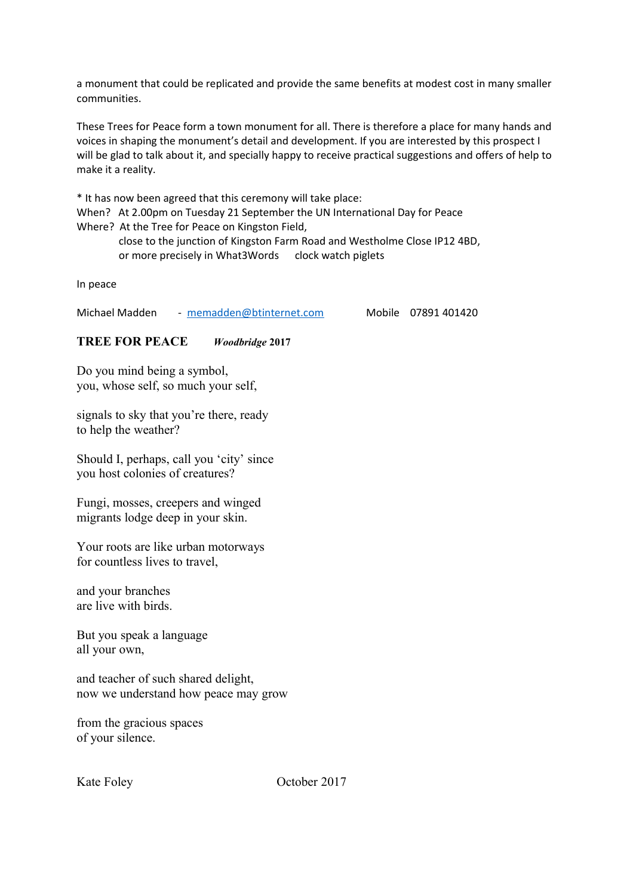a monument that could be replicated and provide the same benefits at modest cost in many smaller communities.

These Trees for Peace form a town monument for all. There is therefore a place for many hands and voices in shaping the monument's detail and development. If you are interested by this prospect I will be glad to talk about it, and specially happy to receive practical suggestions and offers of help to make it a reality.

* It has now been agreed that this ceremony will take place:
When? At 2.00pm on Tuesday 21 September the UN International Day for Peace
Where? At the Tree for Peace on Kingston Field,
close to the junction of Kingston Farm Road and Westholme Close IP12 4BD,
or more precisely in What3Words clock watch piglets

In peace

Michael Madden - memadden@btinternet.com Mobile 07891 401420

## TREE FOR PEACE *Woodbridge* 2017

Do you mind being a symbol,
you, whose self, so much your self,

signals to sky that you're there, ready
to help the weather?

Should I, perhaps, call you 'city' since
you host colonies of creatures?

Fungi, mosses, creepers and winged
migrants lodge deep in your skin.

Your roots are like urban motorways
for countless lives to travel,

and your branches
are live with birds.

But you speak a language
all your own,

and teacher of such shared delight,
now we understand how peace may grow

from the gracious spaces
of your silence.

Kate Foley October 2017